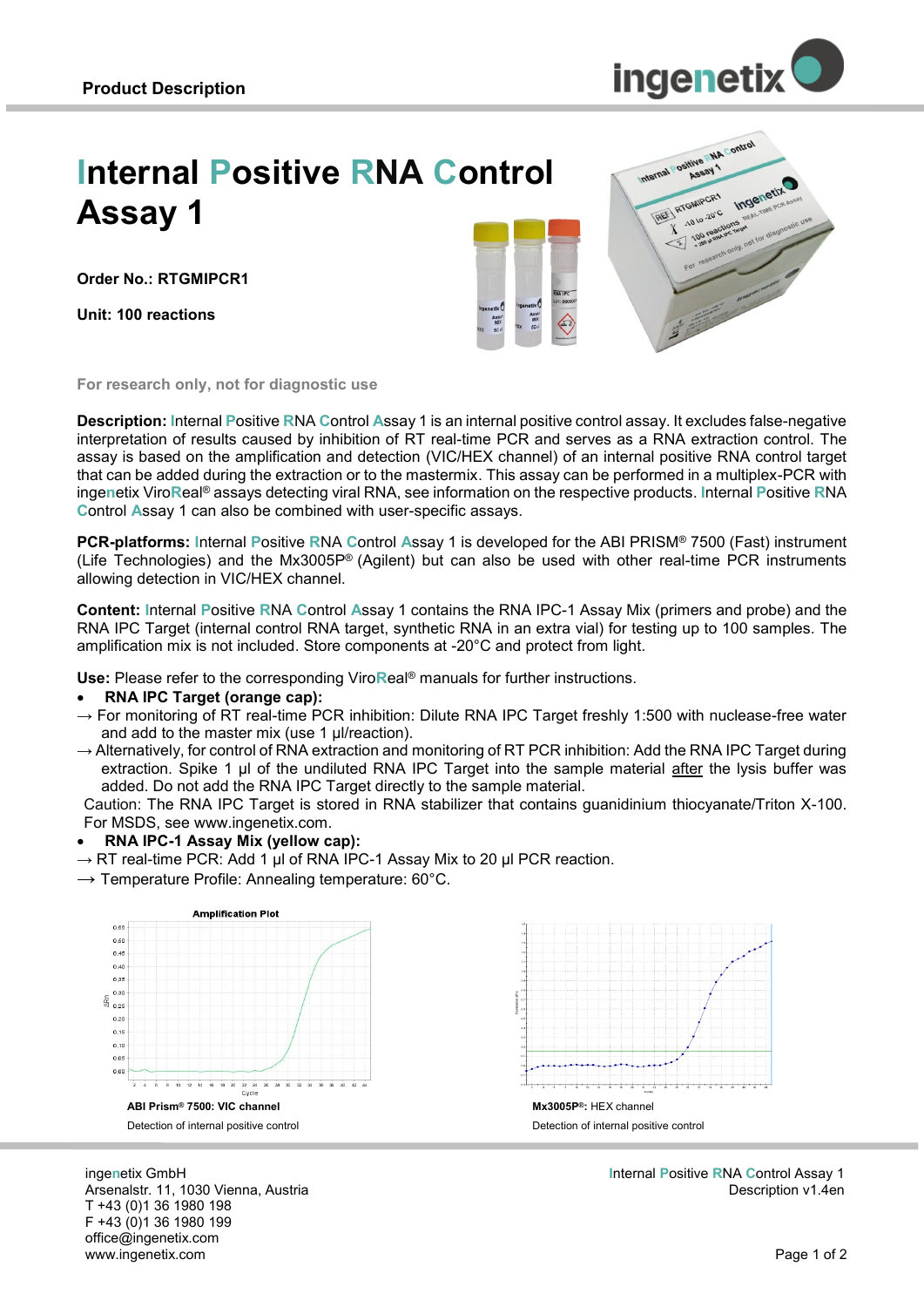**Product Description**

# Internal Positive RNA Control Assay 1

**Order No.: RTGMIPCR1**

**Unit: 100 reactions**

For research only, not for diagnostic use

**Description:** Internal Positive RNA Control Assay 1 is an internal positive control assay. It excludes false-negative interpretation of results caused by inhibition of RT real-time PCR and serves as a RNA extraction control. The assay is based on the amplification and detection (VIC/HEX channel) of an internal positive RNA control target that can be added during the extraction or to the mastermix. This assay can be performed in a multiplex-PCR with ingenetix ViroReal® assays detecting viral RNA, see information on the respective products. Internal Positive RNA Control Assay 1 can also be combined with user-specific assays.

**PCR-platforms:** Internal Positive RNA Control Assay 1 is developed for the ABI PRISM® 7500 (Fast) instrument (Life Technologies) and the Mx3005P® (Agilent) but can also be used with other real-time PCR instruments allowing detection in VIC/HEX channel.

**Content:** Internal Positive RNA Control Assay 1 contains the RNA IPC-1 Assay Mix (primers and probe) and the RNA IPC Target (internal control RNA target, synthetic RNA in an extra vial) for testing up to 100 samples. The amplification mix is not included. Store components at -20°C and protect from light.

**Use:** Please refer to the corresponding ViroReal® manuals for further instructions.

- **RNA IPC Target (orange cap):**

→ For monitoring of RT real-time PCR inhibition: Dilute RNA IPC Target freshly 1:500 with nuclease-free water and add to the master mix (use 1 µl/reaction).

→ Alternatively, for control of RNA extraction and monitoring of RT PCR inhibition: Add the RNA IPC Target during extraction. Spike 1 µl of the undiluted RNA IPC Target into the sample material after the lysis buffer was added. Do not add the RNA IPC Target directly to the sample material.

Caution: The RNA IPC Target is stored in RNA stabilizer that contains guanidinium thiocyanate/Triton X-100. For MSDS, see www.ingenetix.com.

- **RNA IPC-1 Assay Mix (yellow cap):**

→ RT real-time PCR: Add 1 µl of RNA IPC-1 Assay Mix to 20 µl PCR reaction.

→ Temperature Profile: Annealing temperature: 60°C.

**ABI Prism® 7500: VIC channel**

Detection of internal positive control

**Mx3005P®:** HEX channel

Detection of internal positive control

ingenetix GmbH
Arsenalstr. 11, 1030 Vienna, Austria
T +43 (0)1 36 1980 198
F +43 (0)1 36 1980 199
office@ingenetix.com
www.ingenetix.com

Internal Positive RNA Control Assay 1
Description v1.4en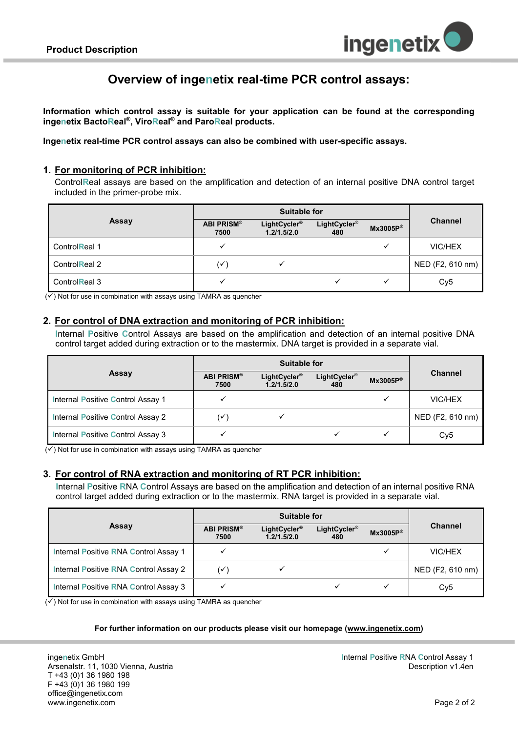Product Description

# Overview of ingenetix real-time PCR control assays:

**Information which control assay is suitable for your application can be found at the corresponding ingenetix BactoReal®, ViroReal® and ParoReal products.**

**Ingenetix real-time PCR control assays can also be combined with user-specific assays.**

## 1. For monitoring of PCR inhibition:

ControlReal assays are based on the amplification and detection of an internal positive DNA control target included in the primer-probe mix.

| Assay | Suitable for | | | | Channel |
|---|---|---|---|---|---|
| | ABI PRISM® 7500 | LightCycler® 1.2/1.5/2.0 | LightCycler® 480 | Mx3005P® | |
| ControlReal 1 | ✓ | | | ✓ | VIC/HEX |
| ControlReal 2 | (✓) | ✓ | | | NED (F2, 610 nm) |
| ControlReal 3 | ✓ | | ✓ | ✓ | Cy5 |

(✓) Not for use in combination with assays using TAMRA as quencher

## 2. For control of DNA extraction and monitoring of PCR inhibition:

Internal Positive Control Assays are based on the amplification and detection of an internal positive DNA control target added during extraction or to the mastermix. DNA target is provided in a separate vial.

| Assay | Suitable for | | | | Channel |
|---|---|---|---|---|---|
| | ABI PRISM® 7500 | LightCycler® 1.2/1.5/2.0 | LightCycler® 480 | Mx3005P® | |
| Internal Positive Control Assay 1 | ✓ | | | ✓ | VIC/HEX |
| Internal Positive Control Assay 2 | (✓) | ✓ | | | NED (F2, 610 nm) |
| Internal Positive Control Assay 3 | ✓ | | ✓ | ✓ | Cy5 |

(✓) Not for use in combination with assays using TAMRA as quencher

## 3. For control of RNA extraction and monitoring of RT PCR inhibition:

Internal Positive RNA Control Assays are based on the amplification and detection of an internal positive RNA control target added during extraction or to the mastermix. RNA target is provided in a separate vial.

| Assay | Suitable for | | | | Channel |
|---|---|---|---|---|---|
| | ABI PRISM® 7500 | LightCycler® 1.2/1.5/2.0 | LightCycler® 480 | Mx3005P® | |
| Internal Positive RNA Control Assay 1 | ✓ | | | ✓ | VIC/HEX |
| Internal Positive RNA Control Assay 2 | (✓) | ✓ | | | NED (F2, 610 nm) |
| Internal Positive RNA Control Assay 3 | ✓ | | ✓ | ✓ | Cy5 |

(✓) Not for use in combination with assays using TAMRA as quencher

**For further information on our products please visit our homepage (www.ingenetix.com)**

ingenetix GmbH
Arsenalstr. 11, 1030 Vienna, Austria
T +43 (0)1 36 1980 198
F +43 (0)1 36 1980 199
office@ingenetix.com
www.ingenetix.com

Internal Positive RNA Control Assay 1
Description v1.4en